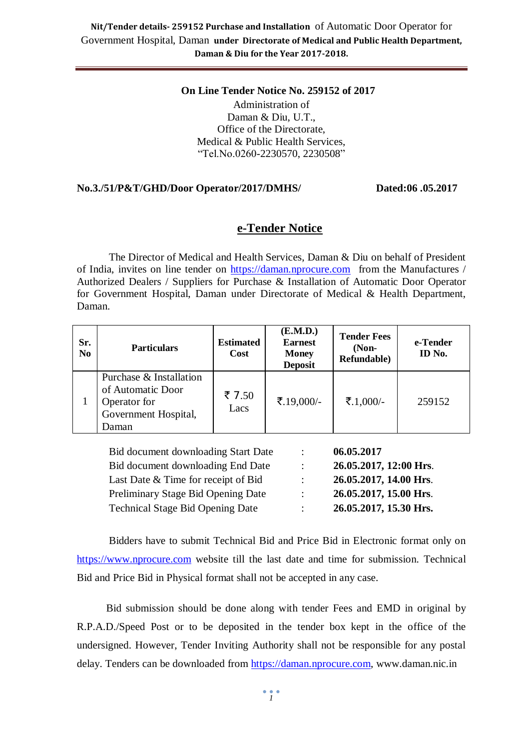**Nit/Tender details- 259152 Purchase and Installation** of Automatic Door Operator for Government Hospital, Daman **under Directorate of Medical and Public Health Department, Daman & Diu for the Year 2017-2018.**

**On Line Tender Notice No. 259152 of 2017**

Administration of
Daman & Diu, U.T.,
Office of the Directorate,
Medical & Public Health Services,
"Tel.No.0260-2230570, 2230508"

**No.3./51/P&T/GHD/Door Operator/2017/DMHS/** **Dated:06 .05.2017**

## e-Tender Notice

The Director of Medical and Health Services, Daman & Diu on behalf of President of India, invites on line tender on https://daman.nprocure.com from the Manufactures / Authorized Dealers / Suppliers for Purchase & Installation of Automatic Door Operator for Government Hospital, Daman under Directorate of Medical & Health Department, Daman.

| Sr. No | Particulars | Estimated Cost | (E.M.D.) Earnest Money Deposit | Tender Fees (Non-Refundable) | e-Tender ID No. |
|---|---|---|---|---|---|
| 1 | Purchase & Installation of Automatic Door Operator for Government Hospital, Daman | ₹ 7.50 Lacs | ₹.19,000/- | ₹.1,000/- | 259152 |

| | | |
|---|---|---|
| Bid document downloading Start Date | : | **06.05.2017** |
| Bid document downloading End Date | : | **26.05.2017, 12:00 Hrs.** |
| Last Date & Time for receipt of Bid | : | **26.05.2017, 14.00 Hrs.** |
| Preliminary Stage Bid Opening Date | : | **26.05.2017, 15.00 Hrs.** |
| Technical Stage Bid Opening Date | : | **26.05.2017, 15.30 Hrs.** |

Bidders have to submit Technical Bid and Price Bid in Electronic format only on https://www.nprocure.com website till the last date and time for submission. Technical Bid and Price Bid in Physical format shall not be accepted in any case.

Bid submission should be done along with tender Fees and EMD in original by R.P.A.D./Speed Post or to be deposited in the tender box kept in the office of the undersigned. However, Tender Inviting Authority shall not be responsible for any postal delay. Tenders can be downloaded from https://daman.nprocure.com, www.daman.nic.in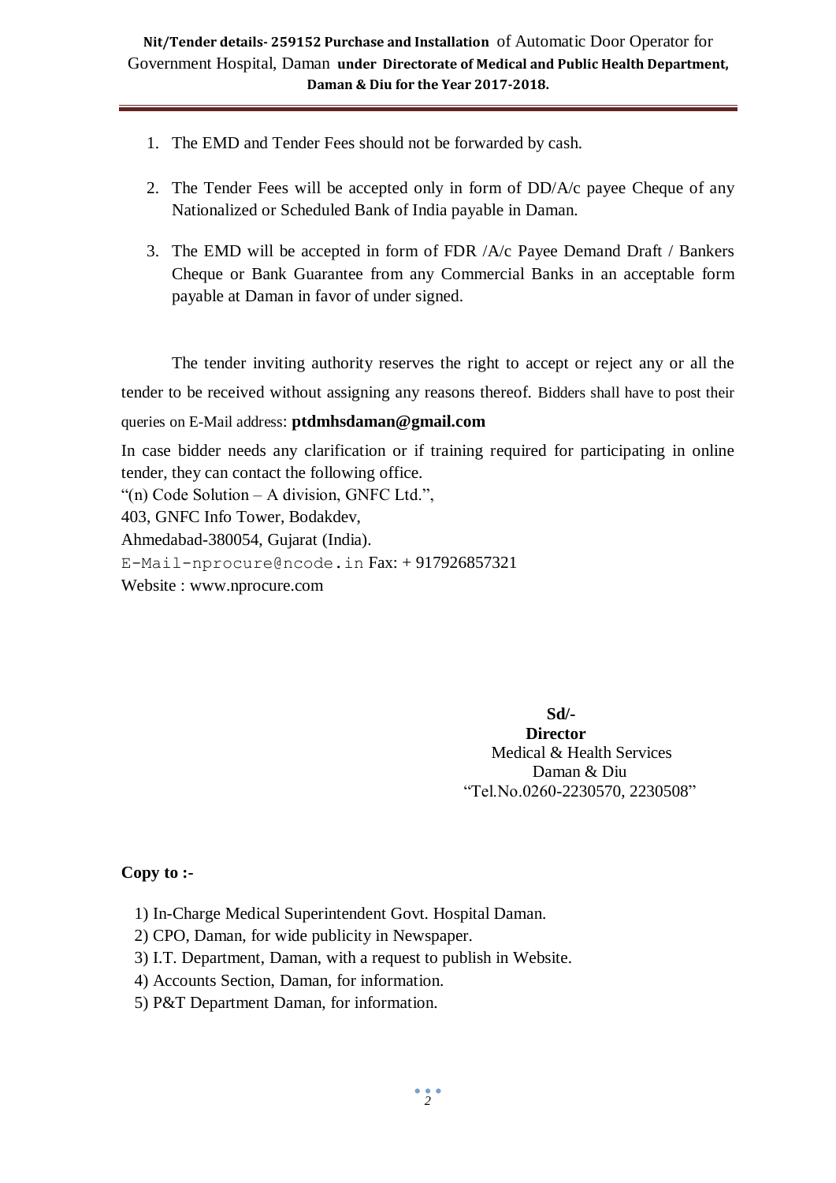1. The EMD and Tender Fees should not be forwarded by cash.

2. The Tender Fees will be accepted only in form of DD/A/c payee Cheque of any Nationalized or Scheduled Bank of India payable in Daman.

3. The EMD will be accepted in form of FDR /A/c Payee Demand Draft / Bankers Cheque or Bank Guarantee from any Commercial Banks in an acceptable form payable at Daman in favor of under signed.

The tender inviting authority reserves the right to accept or reject any or all the tender to be received without assigning any reasons thereof. Bidders shall have to post their queries on E-Mail address: **ptdmhsdaman@gmail.com**

In case bidder needs any clarification or if training required for participating in online tender, they can contact the following office.

"(n) Code Solution – A division, GNFC Ltd.",
403, GNFC Info Tower, Bodakdev,
Ahmedabad-380054, Gujarat (India).
E-Mail-nprocure@ncode.in Fax: + 917926857321
Website : www.nprocure.com

**Sd/-**
**Director**
Medical & Health Services
Daman & Diu
"Tel.No.0260-2230570, 2230508"

**Copy to :-**

1) In-Charge Medical Superintendent Govt. Hospital Daman.
2) CPO, Daman, for wide publicity in Newspaper.
3) I.T. Department, Daman, with a request to publish in Website.
4) Accounts Section, Daman, for information.
5) P&T Department Daman, for information.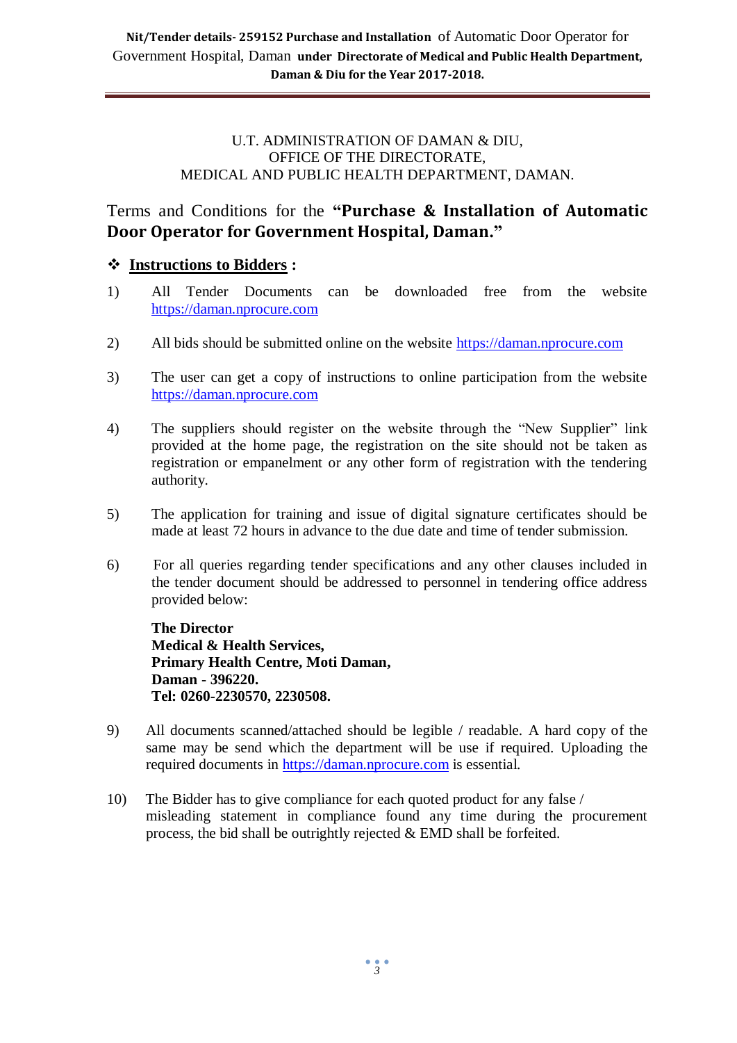U.T. ADMINISTRATION OF DAMAN & DIU,
OFFICE OF THE DIRECTORATE,
MEDICAL AND PUBLIC HEALTH DEPARTMENT, DAMAN.

## Terms and Conditions for the **"Purchase & Installation of Automatic Door Operator for Government Hospital, Daman."**

### ❖ **Instructions to Bidders :**

1) All Tender Documents can be downloaded free from the website https://daman.nprocure.com

2) All bids should be submitted online on the website https://daman.nprocure.com

3) The user can get a copy of instructions to online participation from the website https://daman.nprocure.com

4) The suppliers should register on the website through the "New Supplier" link provided at the home page, the registration on the site should not be taken as registration or empanelment or any other form of registration with the tendering authority.

5) The application for training and issue of digital signature certificates should be made at least 72 hours in advance to the due date and time of tender submission.

6) For all queries regarding tender specifications and any other clauses included in the tender document should be addressed to personnel in tendering office address provided below:

   **The Director**
   **Medical & Health Services,**
   **Primary Health Centre, Moti Daman,**
   **Daman - 396220.**
   **Tel: 0260-2230570, 2230508.**

9) All documents scanned/attached should be legible / readable. A hard copy of the same may be send which the department will be use if required. Uploading the required documents in https://daman.nprocure.com is essential.

10) The Bidder has to give compliance for each quoted product for any false / misleading statement in compliance found any time during the procurement process, the bid shall be outrightly rejected & EMD shall be forfeited.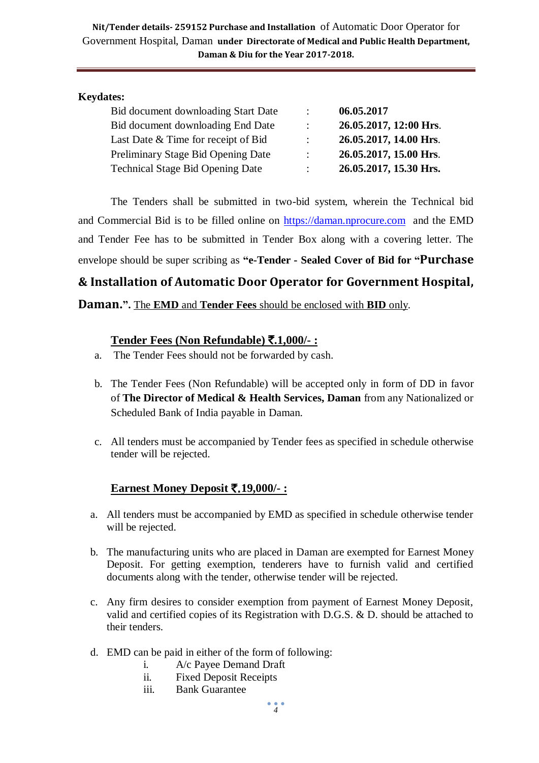**Nit/Tender details- 259152 Purchase and Installation** of Automatic Door Operator for Government Hospital, Daman **under Directorate of Medical and Public Health Department, Daman & Diu for the Year 2017-2018.**

**Keydates:**

| | | |
|---|---|---|
| Bid document downloading Start Date | : | **06.05.2017** |
| Bid document downloading End Date | : | **26.05.2017, 12:00 Hrs**. |
| Last Date & Time for receipt of Bid | : | **26.05.2017, 14.00 Hrs**. |
| Preliminary Stage Bid Opening Date | : | **26.05.2017, 15.00 Hrs**. |
| Technical Stage Bid Opening Date | : | **26.05.2017, 15.30 Hrs.** |

The Tenders shall be submitted in two-bid system, wherein the Technical bid and Commercial Bid is to be filled online on https://daman.nprocure.com and the EMD and Tender Fee has to be submitted in Tender Box along with a covering letter. The envelope should be super scribing as **"e-Tender - Sealed Cover of Bid for "Purchase & Installation of Automatic Door Operator for Government Hospital, Daman.".** The **EMD** and **Tender Fees** should be enclosed with **BID** only.

**Tender Fees (Non Refundable) ₹.1,000/- :**

a. The Tender Fees should not be forwarded by cash.

b. The Tender Fees (Non Refundable) will be accepted only in form of DD in favor of **The Director of Medical & Health Services, Daman** from any Nationalized or Scheduled Bank of India payable in Daman.

c. All tenders must be accompanied by Tender fees as specified in schedule otherwise tender will be rejected.

**Earnest Money Deposit ₹.19,000/- :**

a. All tenders must be accompanied by EMD as specified in schedule otherwise tender will be rejected.

b. The manufacturing units who are placed in Daman are exempted for Earnest Money Deposit. For getting exemption, tenderers have to furnish valid and certified documents along with the tender, otherwise tender will be rejected.

c. Any firm desires to consider exemption from payment of Earnest Money Deposit, valid and certified copies of its Registration with D.G.S. & D. should be attached to their tenders.

d. EMD can be paid in either of the form of following:
   i. A/c Payee Demand Draft
   ii. Fixed Deposit Receipts
   iii. Bank Guarantee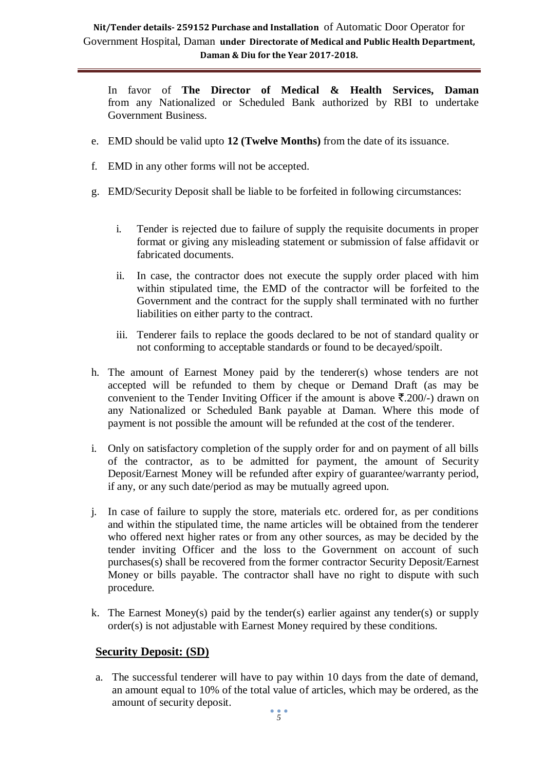In favor of **The Director of Medical & Health Services, Daman** from any Nationalized or Scheduled Bank authorized by RBI to undertake Government Business.

e. EMD should be valid upto **12 (Twelve Months)** from the date of its issuance.

f. EMD in any other forms will not be accepted.

g. EMD/Security Deposit shall be liable to be forfeited in following circumstances:

   i. Tender is rejected due to failure of supply the requisite documents in proper format or giving any misleading statement or submission of false affidavit or fabricated documents.

   ii. In case, the contractor does not execute the supply order placed with him within stipulated time, the EMD of the contractor will be forfeited to the Government and the contract for the supply shall terminated with no further liabilities on either party to the contract.

   iii. Tenderer fails to replace the goods declared to be not of standard quality or not conforming to acceptable standards or found to be decayed/spoilt.

h. The amount of Earnest Money paid by the tenderer(s) whose tenders are not accepted will be refunded to them by cheque or Demand Draft (as may be convenient to the Tender Inviting Officer if the amount is above ₹.200/-) drawn on any Nationalized or Scheduled Bank payable at Daman. Where this mode of payment is not possible the amount will be refunded at the cost of the tenderer.

i. Only on satisfactory completion of the supply order for and on payment of all bills of the contractor, as to be admitted for payment, the amount of Security Deposit/Earnest Money will be refunded after expiry of guarantee/warranty period, if any, or any such date/period as may be mutually agreed upon.

j. In case of failure to supply the store, materials etc. ordered for, as per conditions and within the stipulated time, the name articles will be obtained from the tenderer who offered next higher rates or from any other sources, as may be decided by the tender inviting Officer and the loss to the Government on account of such purchases(s) shall be recovered from the former contractor Security Deposit/Earnest Money or bills payable. The contractor shall have no right to dispute with such procedure.

k. The Earnest Money(s) paid by the tender(s) earlier against any tender(s) or supply order(s) is not adjustable with Earnest Money required by these conditions.

## Security Deposit: (SD)

a. The successful tenderer will have to pay within 10 days from the date of demand, an amount equal to 10% of the total value of articles, which may be ordered, as the amount of security deposit.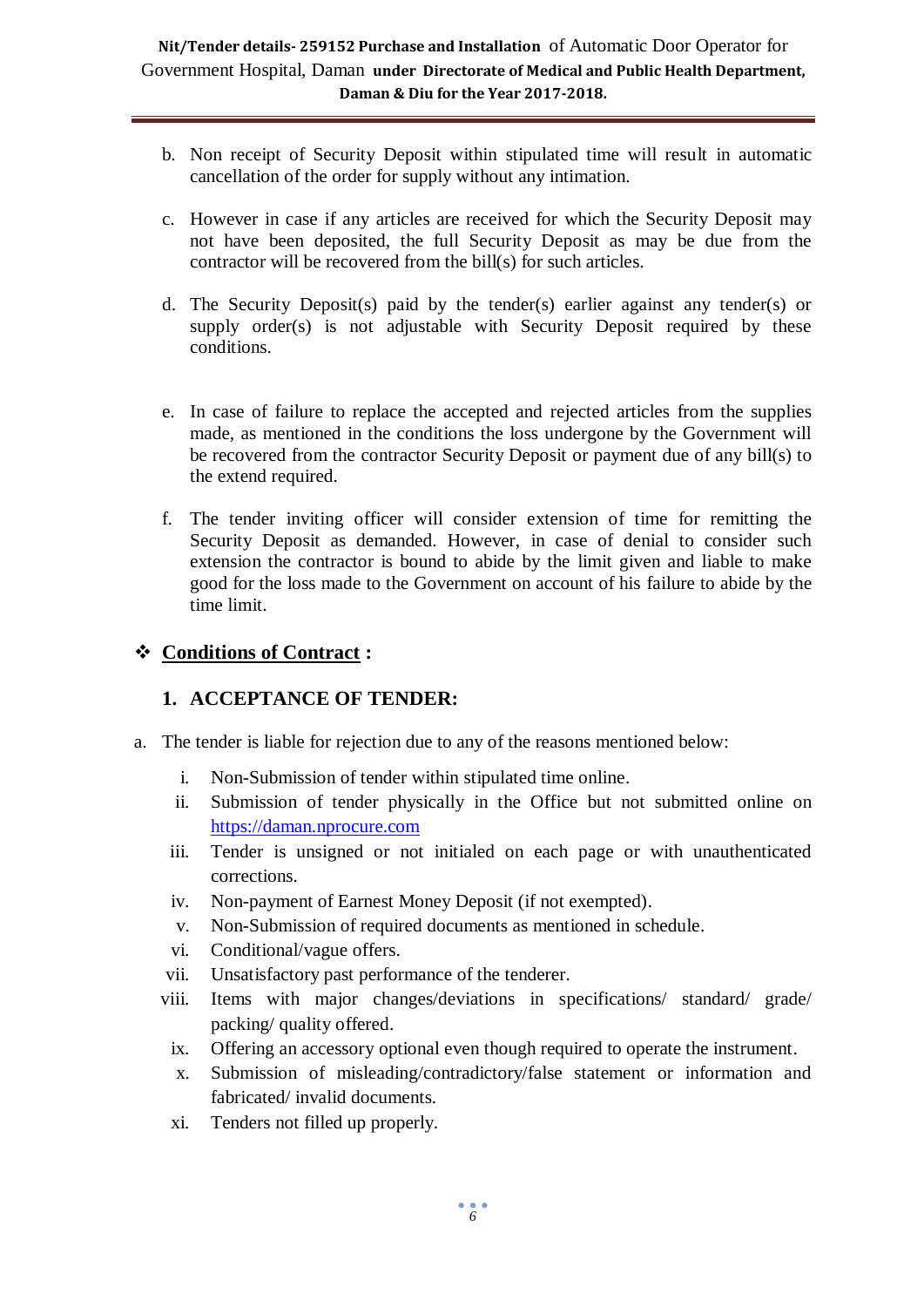b. Non receipt of Security Deposit within stipulated time will result in automatic cancellation of the order for supply without any intimation.

c. However in case if any articles are received for which the Security Deposit may not have been deposited, the full Security Deposit as may be due from the contractor will be recovered from the bill(s) for such articles.

d. The Security Deposit(s) paid by the tender(s) earlier against any tender(s) or supply order(s) is not adjustable with Security Deposit required by these conditions.

e. In case of failure to replace the accepted and rejected articles from the supplies made, as mentioned in the conditions the loss undergone by the Government will be recovered from the contractor Security Deposit or payment due of any bill(s) to the extend required.

f. The tender inviting officer will consider extension of time for remitting the Security Deposit as demanded. However, in case of denial to consider such extension the contractor is bound to abide by the limit given and liable to make good for the loss made to the Government on account of his failure to abide by the time limit.

## ❖ <u>Conditions of Contract</u> :

### 1. ACCEPTANCE OF TENDER:

a. The tender is liable for rejection due to any of the reasons mentioned below:

   i. Non-Submission of tender within stipulated time online.
   ii. Submission of tender physically in the Office but not submitted online on https://daman.nprocure.com
   iii. Tender is unsigned or not initialed on each page or with unauthenticated corrections.
   iv. Non-payment of Earnest Money Deposit (if not exempted).
   v. Non-Submission of required documents as mentioned in schedule.
   vi. Conditional/vague offers.
   vii. Unsatisfactory past performance of the tenderer.
   viii. Items with major changes/deviations in specifications/ standard/ grade/ packing/ quality offered.
   ix. Offering an accessory optional even though required to operate the instrument.
   x. Submission of misleading/contradictory/false statement or information and fabricated/ invalid documents.
   xi. Tenders not filled up properly.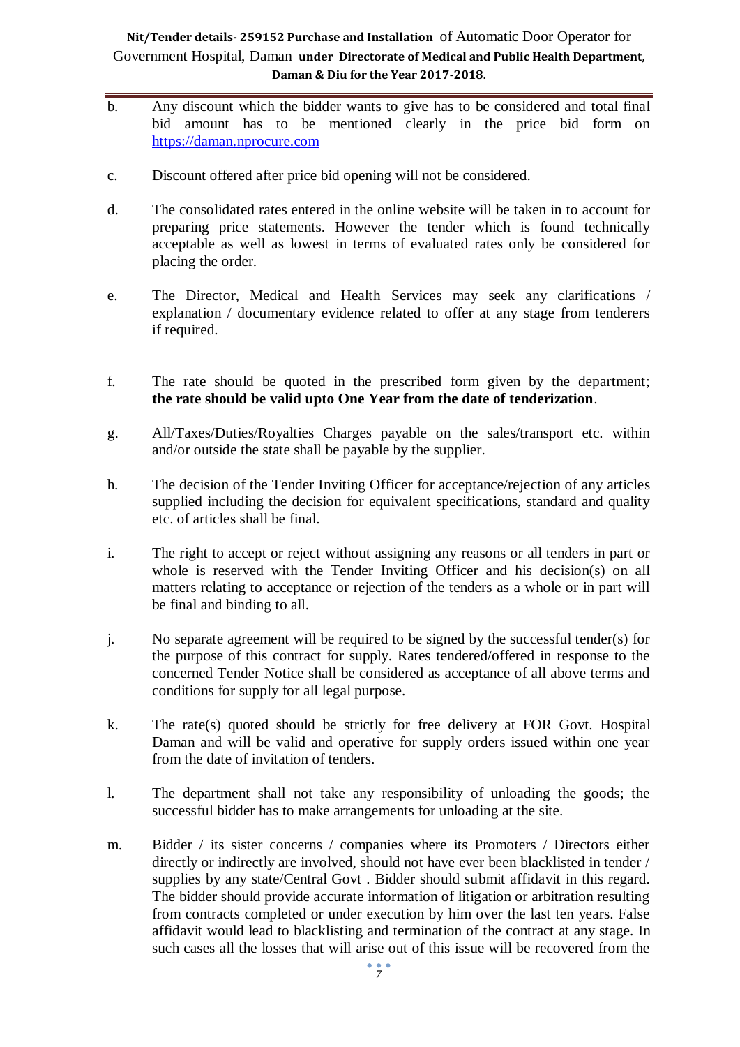b. Any discount which the bidder wants to give has to be considered and total final bid amount has to be mentioned clearly in the price bid form on https://daman.nprocure.com

c. Discount offered after price bid opening will not be considered.

d. The consolidated rates entered in the online website will be taken in to account for preparing price statements. However the tender which is found technically acceptable as well as lowest in terms of evaluated rates only be considered for placing the order.

e. The Director, Medical and Health Services may seek any clarifications / explanation / documentary evidence related to offer at any stage from tenderers if required.

f. The rate should be quoted in the prescribed form given by the department; **the rate should be valid upto One Year from the date of tenderization**.

g. All/Taxes/Duties/Royalties Charges payable on the sales/transport etc. within and/or outside the state shall be payable by the supplier.

h. The decision of the Tender Inviting Officer for acceptance/rejection of any articles supplied including the decision for equivalent specifications, standard and quality etc. of articles shall be final.

i. The right to accept or reject without assigning any reasons or all tenders in part or whole is reserved with the Tender Inviting Officer and his decision(s) on all matters relating to acceptance or rejection of the tenders as a whole or in part will be final and binding to all.

j. No separate agreement will be required to be signed by the successful tender(s) for the purpose of this contract for supply. Rates tendered/offered in response to the concerned Tender Notice shall be considered as acceptance of all above terms and conditions for supply for all legal purpose.

k. The rate(s) quoted should be strictly for free delivery at FOR Govt. Hospital Daman and will be valid and operative for supply orders issued within one year from the date of invitation of tenders.

l. The department shall not take any responsibility of unloading the goods; the successful bidder has to make arrangements for unloading at the site.

m. Bidder / its sister concerns / companies where its Promoters / Directors either directly or indirectly are involved, should not have ever been blacklisted in tender / supplies by any state/Central Govt . Bidder should submit affidavit in this regard. The bidder should provide accurate information of litigation or arbitration resulting from contracts completed or under execution by him over the last ten years. False affidavit would lead to blacklisting and termination of the contract at any stage. In such cases all the losses that will arise out of this issue will be recovered from the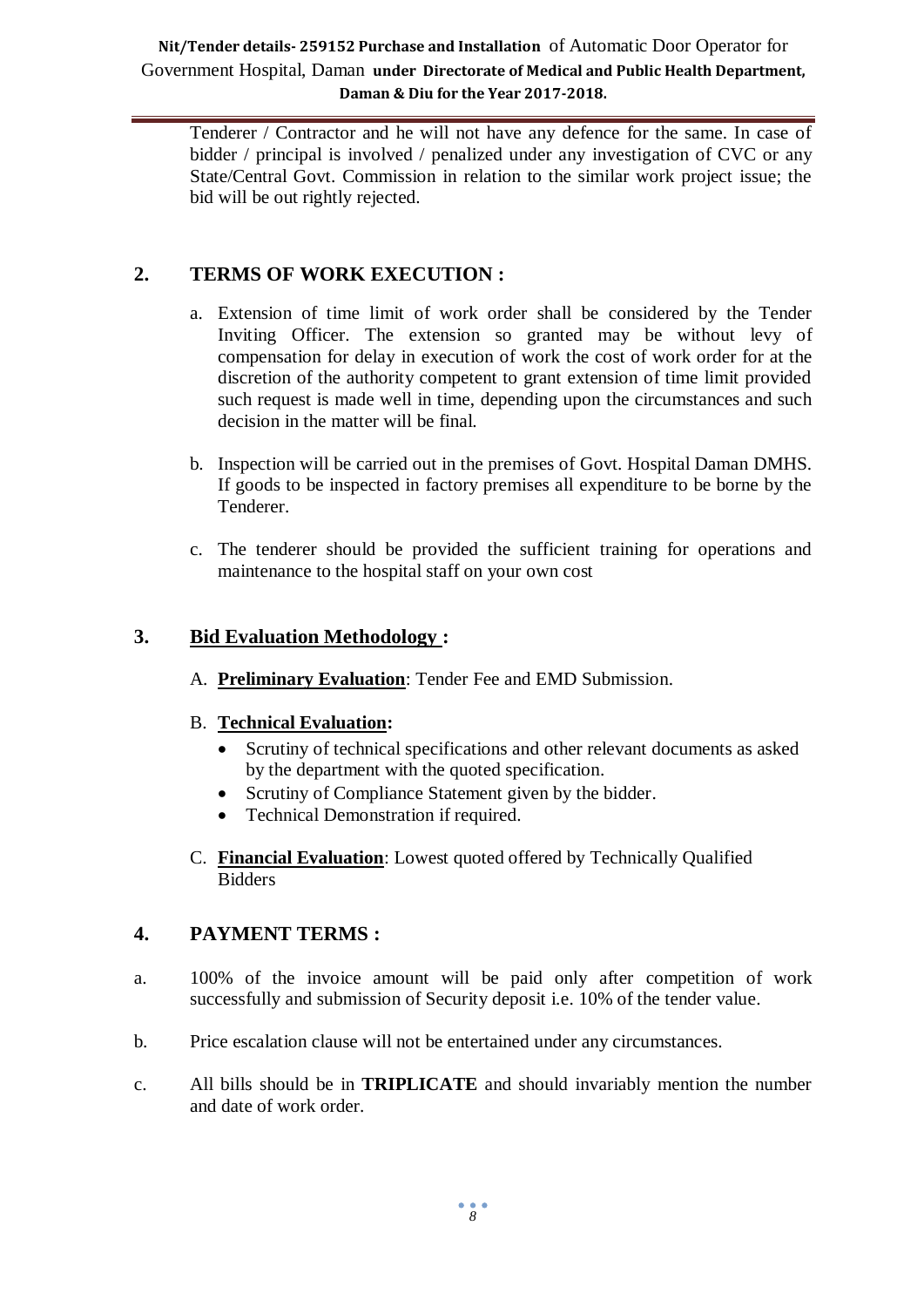Tenderer / Contractor and he will not have any defence for the same. In case of bidder / principal is involved / penalized under any investigation of CVC or any State/Central Govt. Commission in relation to the similar work project issue; the bid will be out rightly rejected.

## 2. TERMS OF WORK EXECUTION :

a. Extension of time limit of work order shall be considered by the Tender Inviting Officer. The extension so granted may be without levy of compensation for delay in execution of work the cost of work order for at the discretion of the authority competent to grant extension of time limit provided such request is made well in time, depending upon the circumstances and such decision in the matter will be final.

b. Inspection will be carried out in the premises of Govt. Hospital Daman DMHS. If goods to be inspected in factory premises all expenditure to be borne by the Tenderer.

c. The tenderer should be provided the sufficient training for operations and maintenance to the hospital staff on your own cost

## 3. Bid Evaluation Methodology :

A. **Preliminary Evaluation**: Tender Fee and EMD Submission.

B. **Technical Evaluation:**

- Scrutiny of technical specifications and other relevant documents as asked by the department with the quoted specification.
- Scrutiny of Compliance Statement given by the bidder.
- Technical Demonstration if required.

C. **Financial Evaluation**: Lowest quoted offered by Technically Qualified Bidders

## 4. PAYMENT TERMS :

a. 100% of the invoice amount will be paid only after competition of work successfully and submission of Security deposit i.e. 10% of the tender value.

b. Price escalation clause will not be entertained under any circumstances.

c. All bills should be in **TRIPLICATE** and should invariably mention the number and date of work order.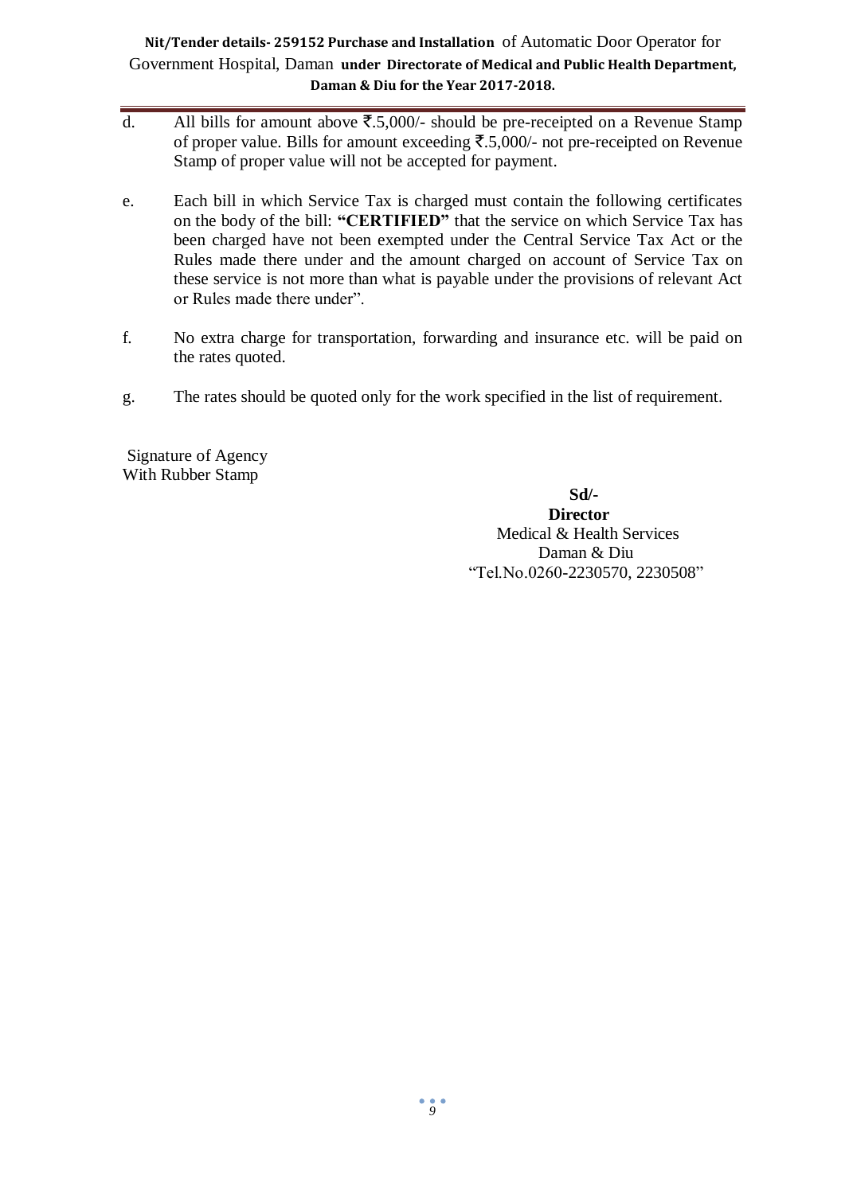d. All bills for amount above ₹.5,000/- should be pre-receipted on a Revenue Stamp of proper value. Bills for amount exceeding ₹.5,000/- not pre-receipted on Revenue Stamp of proper value will not be accepted for payment.

e. Each bill in which Service Tax is charged must contain the following certificates on the body of the bill: **"CERTIFIED"** that the service on which Service Tax has been charged have not been exempted under the Central Service Tax Act or the Rules made there under and the amount charged on account of Service Tax on these service is not more than what is payable under the provisions of relevant Act or Rules made there under".

f. No extra charge for transportation, forwarding and insurance etc. will be paid on the rates quoted.

g. The rates should be quoted only for the work specified in the list of requirement.

Signature of Agency
With Rubber Stamp

**Sd/-**
**Director**
Medical & Health Services
Daman & Diu
"Tel.No.0260-2230570, 2230508"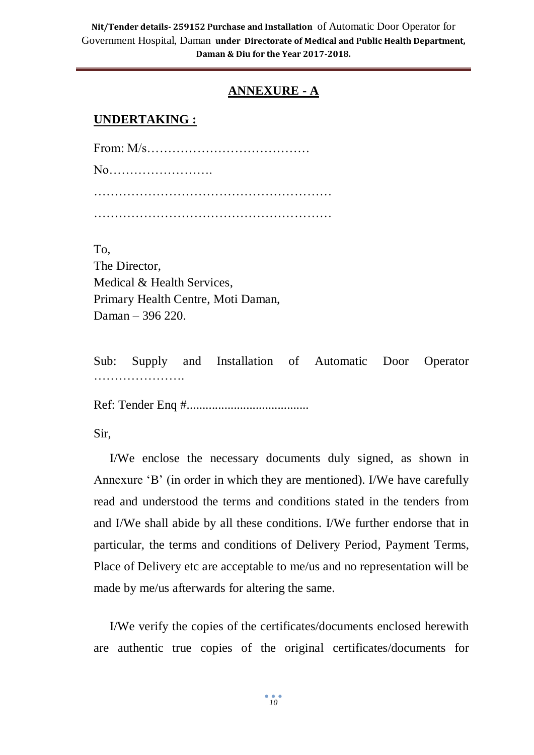## ANNEXURE - A

### UNDERTAKING :

From: M/s…………………………………

No…………………….

…………………………………………………

…………………………………………………

To,
The Director,
Medical & Health Services,
Primary Health Centre, Moti Daman,
Daman – 396 220.

Sub: Supply and Installation of Automatic Door Operator ………………….

Ref: Tender Enq #......................................

Sir,

I/We enclose the necessary documents duly signed, as shown in Annexure 'B' (in order in which they are mentioned). I/We have carefully read and understood the terms and conditions stated in the tenders from and I/We shall abide by all these conditions. I/We further endorse that in particular, the terms and conditions of Delivery Period, Payment Terms, Place of Delivery etc are acceptable to me/us and no representation will be made by me/us afterwards for altering the same.

I/We verify the copies of the certificates/documents enclosed herewith are authentic true copies of the original certificates/documents for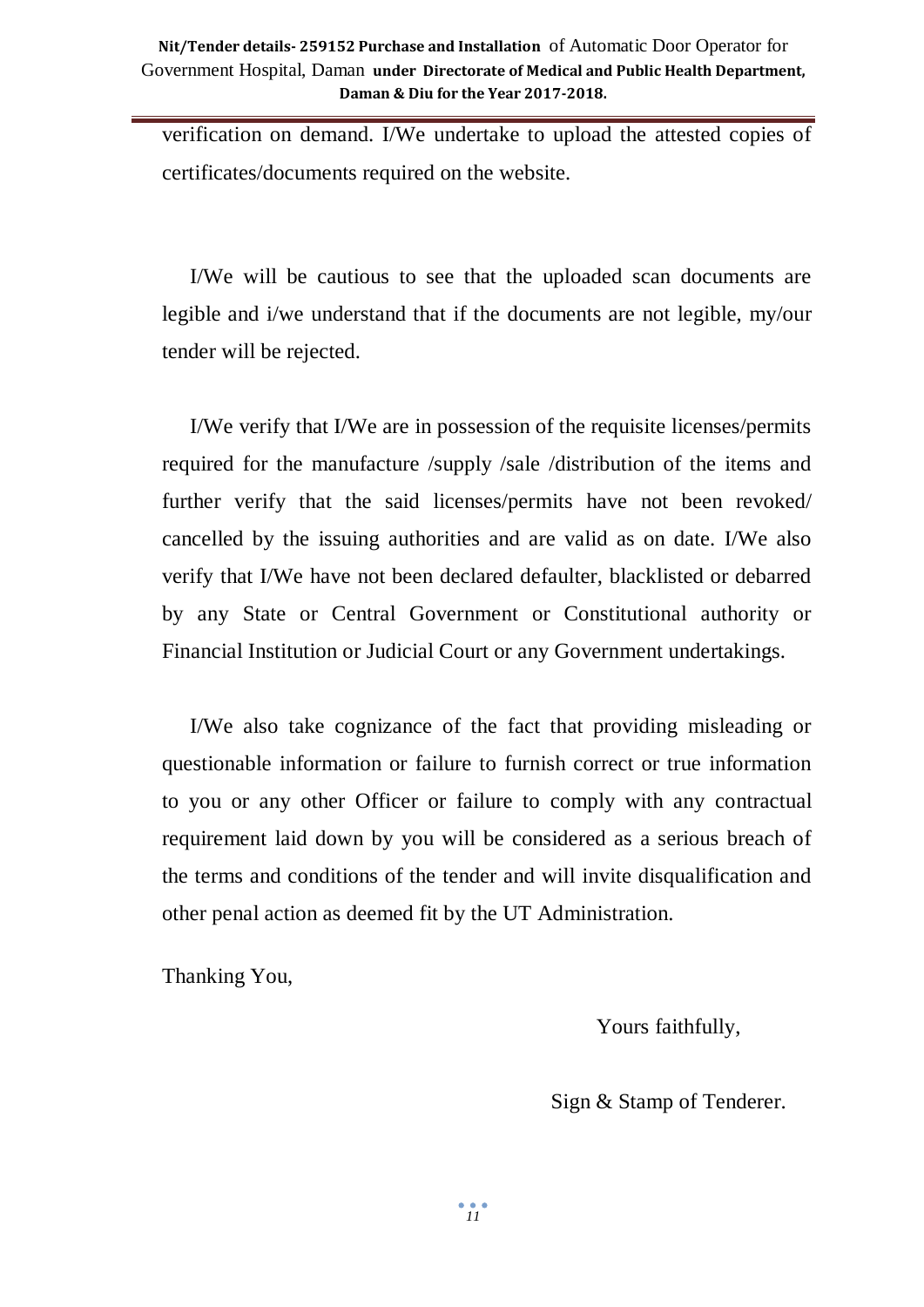verification on demand. I/We undertake to upload the attested copies of certificates/documents required on the website.

I/We will be cautious to see that the uploaded scan documents are legible and i/we understand that if the documents are not legible, my/our tender will be rejected.

I/We verify that I/We are in possession of the requisite licenses/permits required for the manufacture /supply /sale /distribution of the items and further verify that the said licenses/permits have not been revoked/ cancelled by the issuing authorities and are valid as on date. I/We also verify that I/We have not been declared defaulter, blacklisted or debarred by any State or Central Government or Constitutional authority or Financial Institution or Judicial Court or any Government undertakings.

I/We also take cognizance of the fact that providing misleading or questionable information or failure to furnish correct or true information to you or any other Officer or failure to comply with any contractual requirement laid down by you will be considered as a serious breach of the terms and conditions of the tender and will invite disqualification and other penal action as deemed fit by the UT Administration.

Thanking You,

Yours faithfully,

Sign & Stamp of Tenderer.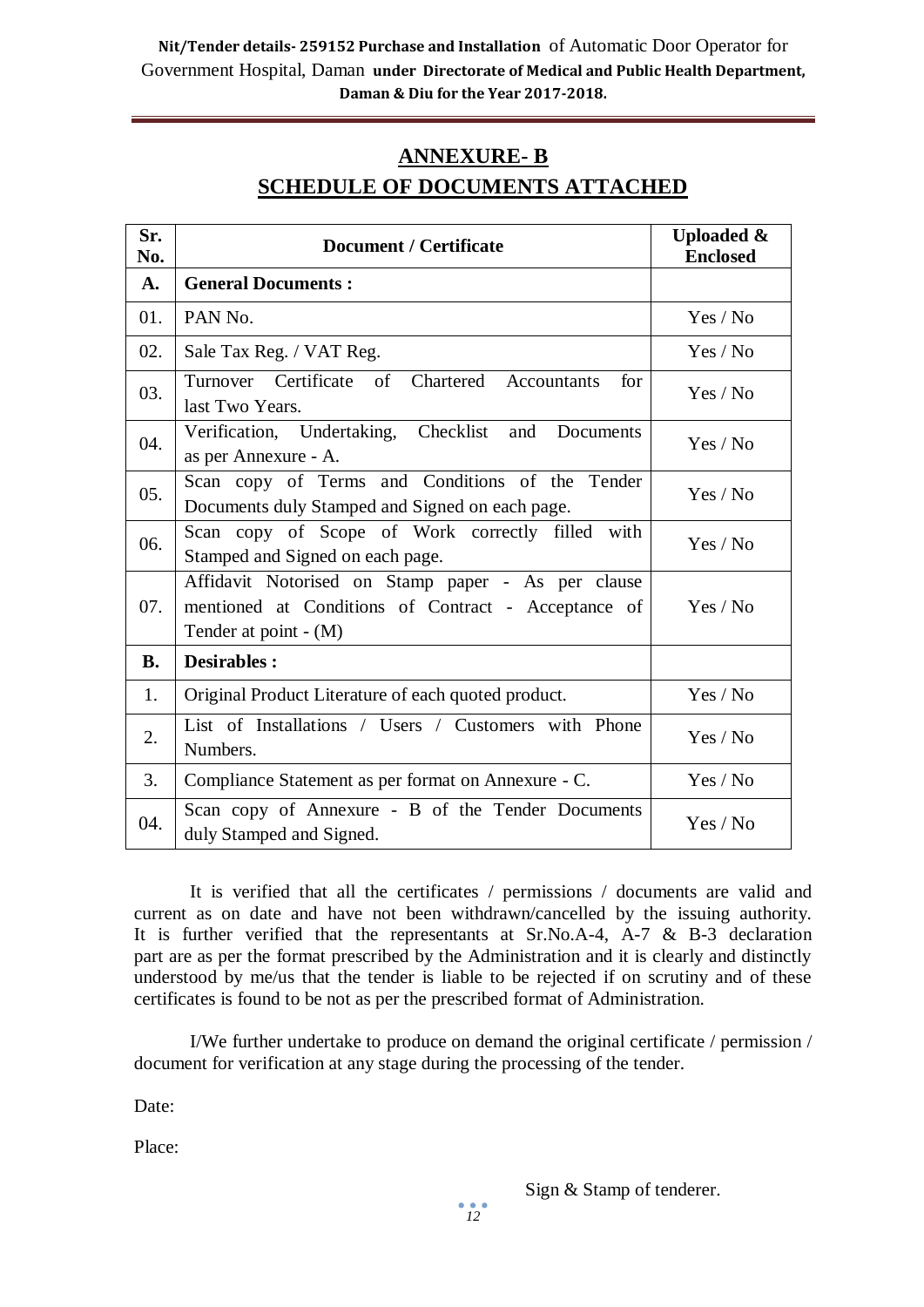## ANNEXURE- B

## SCHEDULE OF DOCUMENTS ATTACHED

| Sr. No. | Document / Certificate | Uploaded & Enclosed |
|---|---|---|
| **A.** | **General Documents :** | |
| 01. | PAN No. | Yes / No |
| 02. | Sale Tax Reg. / VAT Reg. | Yes / No |
| 03. | Turnover Certificate of Chartered Accountants for last Two Years. | Yes / No |
| 04. | Verification, Undertaking, Checklist and Documents as per Annexure - A. | Yes / No |
| 05. | Scan copy of Terms and Conditions of the Tender Documents duly Stamped and Signed on each page. | Yes / No |
| 06. | Scan copy of Scope of Work correctly filled with Stamped and Signed on each page. | Yes / No |
| 07. | Affidavit Notorised on Stamp paper - As per clause mentioned at Conditions of Contract - Acceptance of Tender at point - (M) | Yes / No |
| **B.** | **Desirables :** | |
| 1. | Original Product Literature of each quoted product. | Yes / No |
| 2. | List of Installations / Users / Customers with Phone Numbers. | Yes / No |
| 3. | Compliance Statement as per format on Annexure - C. | Yes / No |
| 04. | Scan copy of Annexure - B of the Tender Documents duly Stamped and Signed. | Yes / No |

It is verified that all the certificates / permissions / documents are valid and current as on date and have not been withdrawn/cancelled by the issuing authority. It is further verified that the representants at Sr.No.A-4, A-7 & B-3 declaration part are as per the format prescribed by the Administration and it is clearly and distinctly understood by me/us that the tender is liable to be rejected if on scrutiny and of these certificates is found to be not as per the prescribed format of Administration.

I/We further undertake to produce on demand the original certificate / permission / document for verification at any stage during the processing of the tender.

Date:

Place:

Sign & Stamp of tenderer.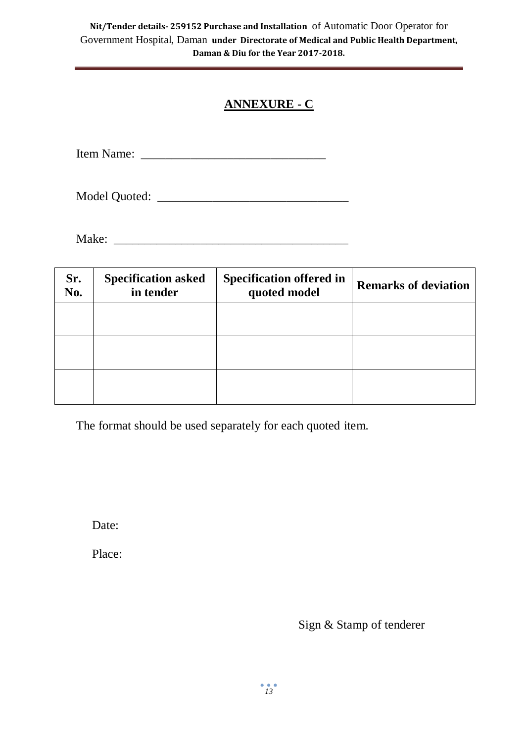## ANNEXURE - C

Item Name: ______________________________

Model Quoted: _______________________________

Make: ______________________________________

| Sr. No. | Specification asked in tender | Specification offered in quoted model | Remarks of deviation |
|---|---|---|---|
| | | | |
| | | | |
| | | | |

The format should be used separately for each quoted item.

Date:

Place:

Sign & Stamp of tenderer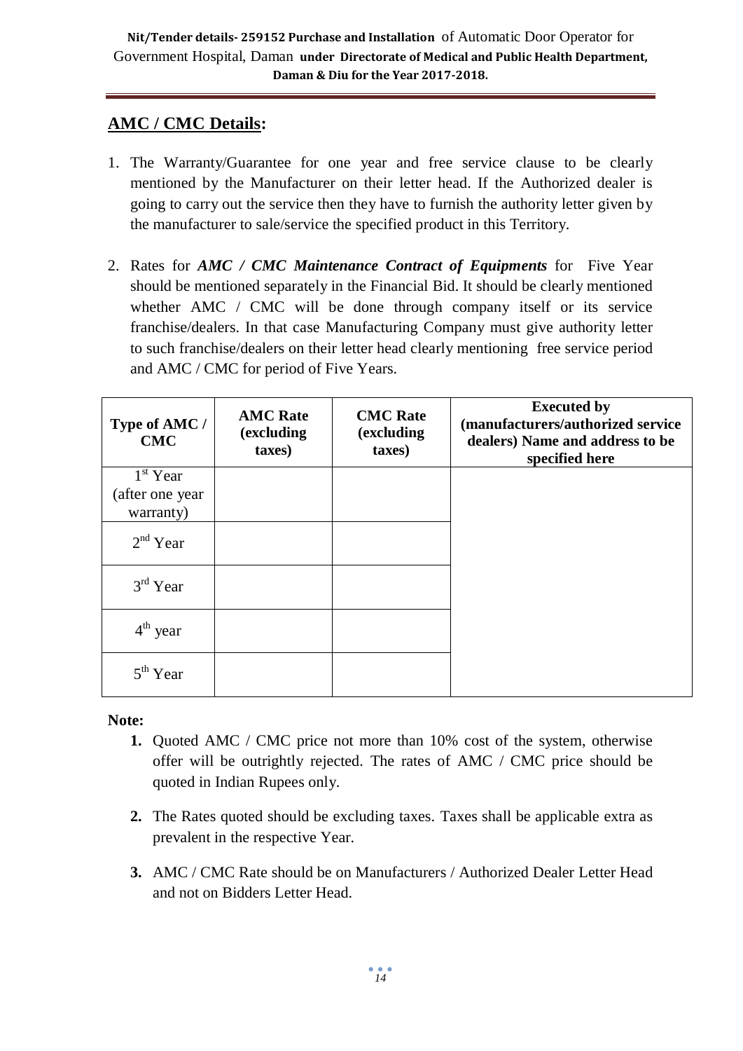## AMC / CMC Details:

1. The Warranty/Guarantee for one year and free service clause to be clearly mentioned by the Manufacturer on their letter head. If the Authorized dealer is going to carry out the service then they have to furnish the authority letter given by the manufacturer to sale/service the specified product in this Territory.

2. Rates for ***AMC / CMC Maintenance Contract of Equipments*** for Five Year should be mentioned separately in the Financial Bid. It should be clearly mentioned whether AMC / CMC will be done through company itself or its service franchise/dealers. In that case Manufacturing Company must give authority letter to such franchise/dealers on their letter head clearly mentioning free service period and AMC / CMC for period of Five Years.

| Type of AMC / CMC | AMC Rate (excluding taxes) | CMC Rate (excluding taxes) | Executed by (manufacturers/authorized service dealers) Name and address to be specified here |
|---|---|---|---|
| 1st Year (after one year warranty) | | | |
| 2nd Year | | | |
| 3rd Year | | | |
| 4th year | | | |
| 5th Year | | | |

**Note:**

1. Quoted AMC / CMC price not more than 10% cost of the system, otherwise offer will be outrightly rejected. The rates of AMC / CMC price should be quoted in Indian Rupees only.

2. The Rates quoted should be excluding taxes. Taxes shall be applicable extra as prevalent in the respective Year.

3. AMC / CMC Rate should be on Manufacturers / Authorized Dealer Letter Head and not on Bidders Letter Head.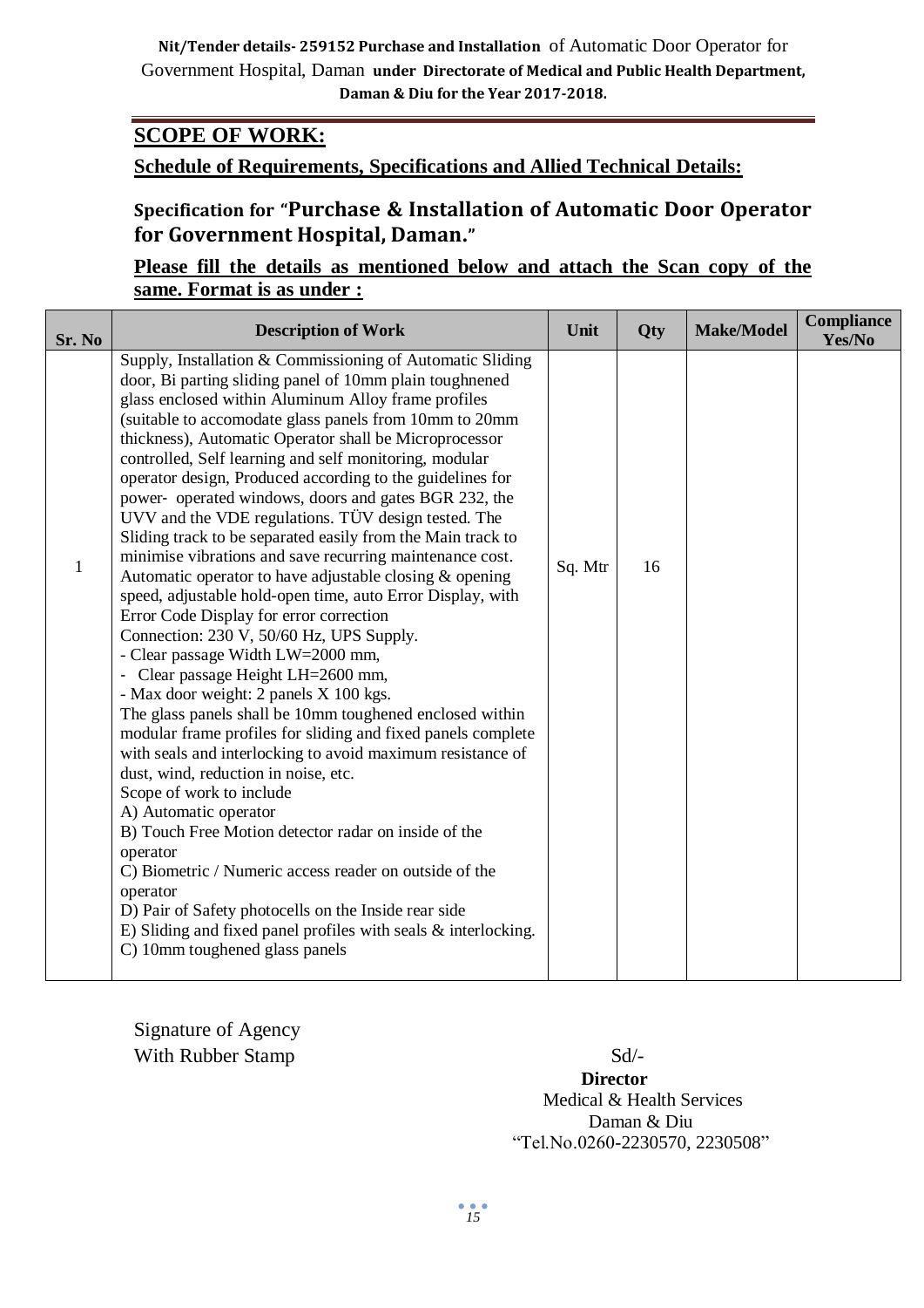**Nit/Tender details- 259152 Purchase and Installation** of Automatic Door Operator for Government Hospital, Daman **under Directorate of Medical and Public Health Department, Daman & Diu for the Year 2017-2018.**

## SCOPE OF WORK:

**Schedule of Requirements, Specifications and Allied Technical Details:**

### Specification for "Purchase & Installation of Automatic Door Operator for Government Hospital, Daman."

**Please fill the details as mentioned below and attach the Scan copy of the same. Format is as under :**

| Sr. No | Description of Work | Unit | Qty | Make/Model | Compliance Yes/No |
|---|---|---|---|---|---|
| 1 | Supply, Installation & Commissioning of Automatic Sliding door, Bi parting sliding panel of 10mm plain toughnened glass enclosed within Aluminum Alloy frame profiles (suitable to accomodate glass panels from 10mm to 20mm thickness), Automatic Operator shall be Microprocessor controlled, Self learning and self monitoring, modular operator design, Produced according to the guidelines for power- operated windows, doors and gates BGR 232, the UVV and the VDE regulations. TÜV design tested. The Sliding track to be separated easily from the Main track to minimise vibrations and save recurring maintenance cost. Automatic operator to have adjustable closing & opening speed, adjustable hold-open time, auto Error Display, with Error Code Display for error correction<br>Connection: 230 V, 50/60 Hz, UPS Supply.<br>- Clear passage Width LW=2000 mm,<br>- Clear passage Height LH=2600 mm,<br>- Max door weight: 2 panels X 100 kgs.<br>The glass panels shall be 10mm toughened enclosed within modular frame profiles for sliding and fixed panels complete with seals and interlocking to avoid maximum resistance of dust, wind, reduction in noise, etc.<br>Scope of work to include<br>A) Automatic operator<br>B) Touch Free Motion detector radar on inside of the operator<br>C) Biometric / Numeric access reader on outside of the operator<br>D) Pair of Safety photocells on the Inside rear side<br>E) Sliding and fixed panel profiles with seals & interlocking.<br>C) 10mm toughened glass panels | Sq. Mtr | 16 | | |

Signature of Agency
With Rubber Stamp

Sd/-
**Director**
Medical & Health Services
Daman & Diu
"Tel.No.0260-2230570, 2230508"